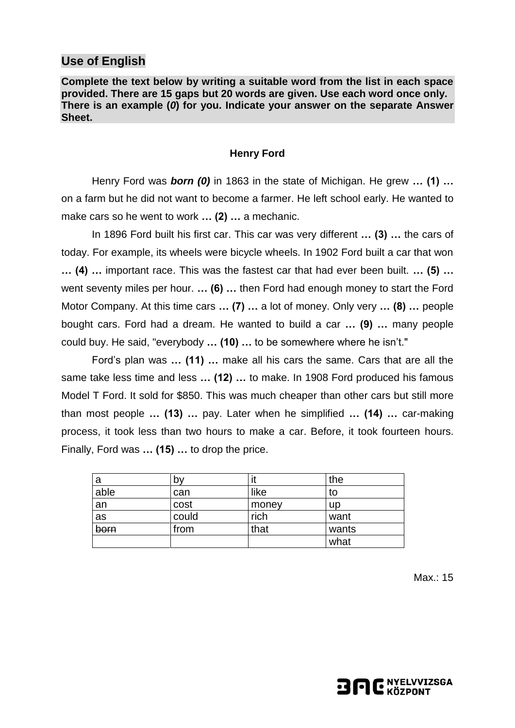## Use of English

**Complete the text below by writing a suitable word from the list in each space provided. There are 15 gaps but 20 words are given. Use each word once only. There is an example (*0*) for you. Indicate your answer on the separate Answer Sheet.**

### Henry Ford

Henry Ford was ***born (0)*** in 1863 in the state of Michigan. He grew **… (1) …** on a farm but he did not want to become a farmer. He left school early. He wanted to make cars so he went to work **… (2) …** a mechanic.

In 1896 Ford built his first car. This car was very different **… (3) …** the cars of today. For example, its wheels were bicycle wheels. In 1902 Ford built a car that won **… (4) …** important race. This was the fastest car that had ever been built. **… (5) …** went seventy miles per hour. **… (6) …** then Ford had enough money to start the Ford Motor Company. At this time cars **… (7) …** a lot of money. Only very **… (8) …** people bought cars. Ford had a dream. He wanted to build a car **… (9) …** many people could buy. He said, "everybody **… (10) …** to be somewhere where he isn't."

Ford's plan was **… (11) …** make all his cars the same. Cars that are all the same take less time and less **… (12) …** to make. In 1908 Ford produced his famous Model T Ford. It sold for $850. This was much cheaper than other cars but still more than most people **… (13) …** pay. Later when he simplified **… (14) …** car-making process, it took less than two hours to make a car. Before, it took fourteen hours. Finally, Ford was **… (15) …** to drop the price.

| a | by | it | the |
|---|---|---|---|
| able | can | like | to |
| an | cost | money | up |
| as | could | rich | want |
| ~~born~~ | from | that | wants |
| | | | what |

Max.: 15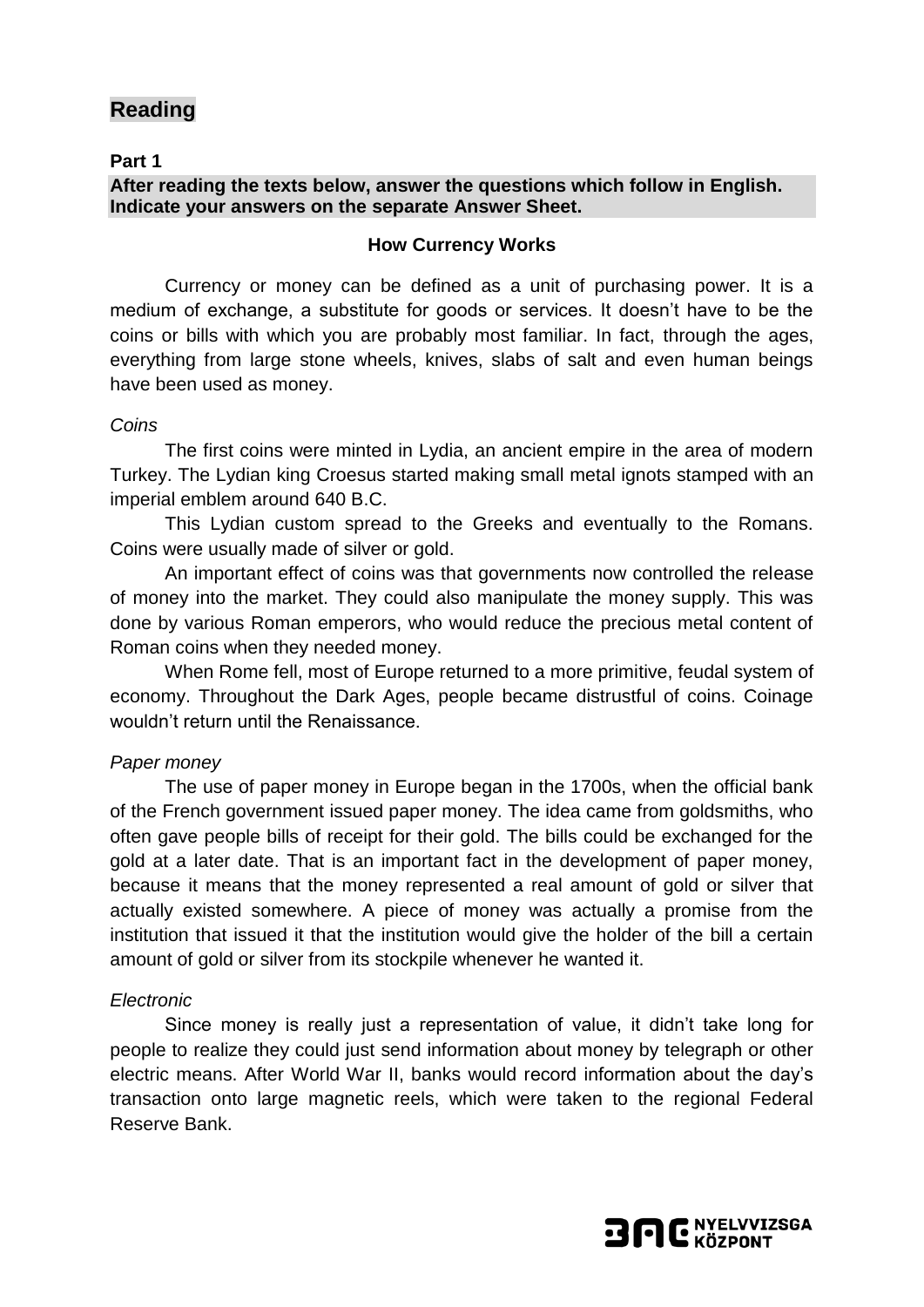## Reading

**Part 1**

**After reading the texts below, answer the questions which follow in English. Indicate your answers on the separate Answer Sheet.**

### How Currency Works

Currency or money can be defined as a unit of purchasing power. It is a medium of exchange, a substitute for goods or services. It doesn't have to be the coins or bills with which you are probably most familiar. In fact, through the ages, everything from large stone wheels, knives, slabs of salt and even human beings have been used as money.

*Coins*

The first coins were minted in Lydia, an ancient empire in the area of modern Turkey. The Lydian king Croesus started making small metal ignots stamped with an imperial emblem around 640 B.C.

This Lydian custom spread to the Greeks and eventually to the Romans. Coins were usually made of silver or gold.

An important effect of coins was that governments now controlled the release of money into the market. They could also manipulate the money supply. This was done by various Roman emperors, who would reduce the precious metal content of Roman coins when they needed money.

When Rome fell, most of Europe returned to a more primitive, feudal system of economy. Throughout the Dark Ages, people became distrustful of coins. Coinage wouldn't return until the Renaissance.

*Paper money*

The use of paper money in Europe began in the 1700s, when the official bank of the French government issued paper money. The idea came from goldsmiths, who often gave people bills of receipt for their gold. The bills could be exchanged for the gold at a later date. That is an important fact in the development of paper money, because it means that the money represented a real amount of gold or silver that actually existed somewhere. A piece of money was actually a promise from the institution that issued it that the institution would give the holder of the bill a certain amount of gold or silver from its stockpile whenever he wanted it.

*Electronic*

Since money is really just a representation of value, it didn't take long for people to realize they could just send information about money by telegraph or other electric means. After World War II, banks would record information about the day's transaction onto large magnetic reels, which were taken to the regional Federal Reserve Bank.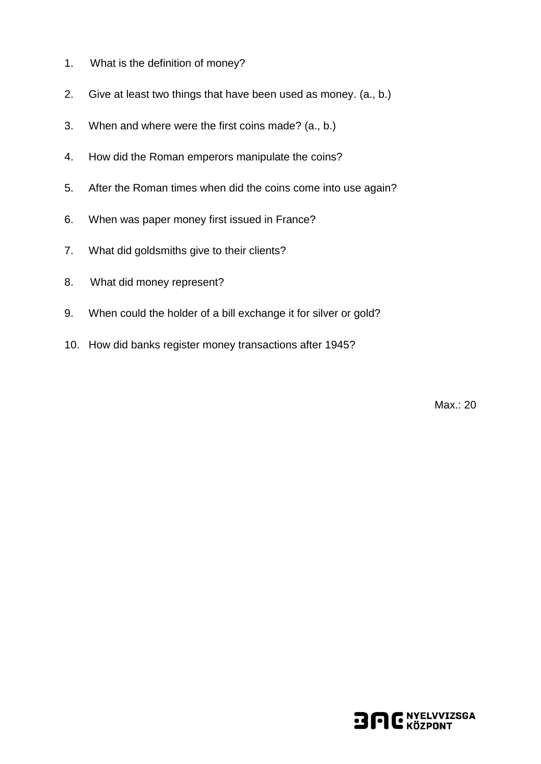1. What is the definition of money?
2. Give at least two things that have been used as money. (a., b.)
3. When and where were the first coins made? (a., b.)
4. How did the Roman emperors manipulate the coins?
5. After the Roman times when did the coins come into use again?
6. When was paper money first issued in France?
7. What did goldsmiths give to their clients?
8. What did money represent?
9. When could the holder of a bill exchange it for silver or gold?
10. How did banks register money transactions after 1945?

Max.: 20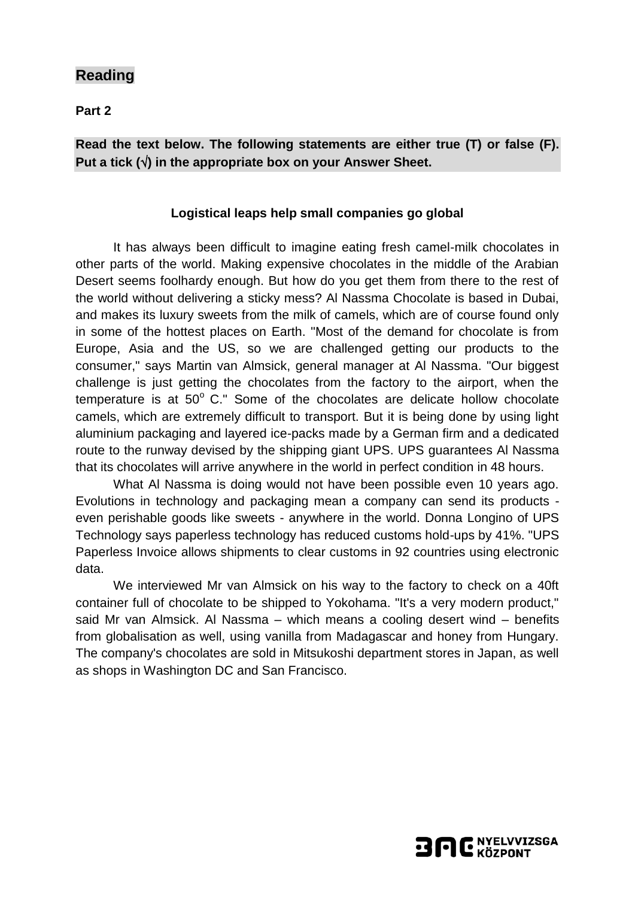## Reading

**Part 2**

**Read the text below. The following statements are either true (T) or false (F). Put a tick (√) in the appropriate box on your Answer Sheet.**

### Logistical leaps help small companies go global

It has always been difficult to imagine eating fresh camel-milk chocolates in other parts of the world. Making expensive chocolates in the middle of the Arabian Desert seems foolhardy enough. But how do you get them from there to the rest of the world without delivering a sticky mess? Al Nassma Chocolate is based in Dubai, and makes its luxury sweets from the milk of camels, which are of course found only in some of the hottest places on Earth. "Most of the demand for chocolate is from Europe, Asia and the US, so we are challenged getting our products to the consumer," says Martin van Almsick, general manager at Al Nassma. "Our biggest challenge is just getting the chocolates from the factory to the airport, when the temperature is at $50^{o}$ C." Some of the chocolates are delicate hollow chocolate camels, which are extremely difficult to transport. But it is being done by using light aluminium packaging and layered ice-packs made by a German firm and a dedicated route to the runway devised by the shipping giant UPS. UPS guarantees Al Nassma that its chocolates will arrive anywhere in the world in perfect condition in 48 hours.

What Al Nassma is doing would not have been possible even 10 years ago. Evolutions in technology and packaging mean a company can send its products - even perishable goods like sweets - anywhere in the world. Donna Longino of UPS Technology says paperless technology has reduced customs hold-ups by 41%. "UPS Paperless Invoice allows shipments to clear customs in 92 countries using electronic data.

We interviewed Mr van Almsick on his way to the factory to check on a 40ft container full of chocolate to be shipped to Yokohama. "It's a very modern product," said Mr van Almsick. Al Nassma – which means a cooling desert wind – benefits from globalisation as well, using vanilla from Madagascar and honey from Hungary. The company's chocolates are sold in Mitsukoshi department stores in Japan, as well as shops in Washington DC and San Francisco.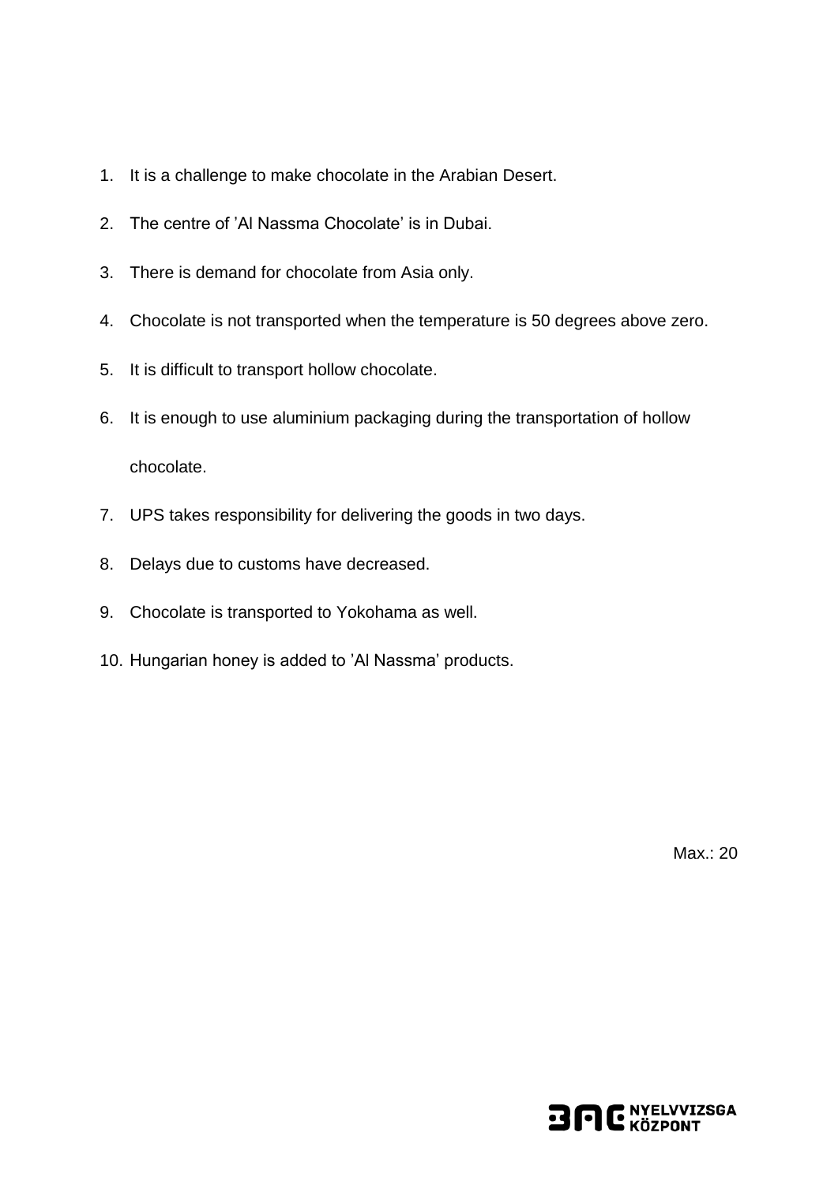1. It is a challenge to make chocolate in the Arabian Desert.
2. The centre of 'Al Nassma Chocolate' is in Dubai.
3. There is demand for chocolate from Asia only.
4. Chocolate is not transported when the temperature is 50 degrees above zero.
5. It is difficult to transport hollow chocolate.
6. It is enough to use aluminium packaging during the transportation of hollow chocolate.
7. UPS takes responsibility for delivering the goods in two days.
8. Delays due to customs have decreased.
9. Chocolate is transported to Yokohama as well.
10. Hungarian honey is added to 'Al Nassma' products.

Max.: 20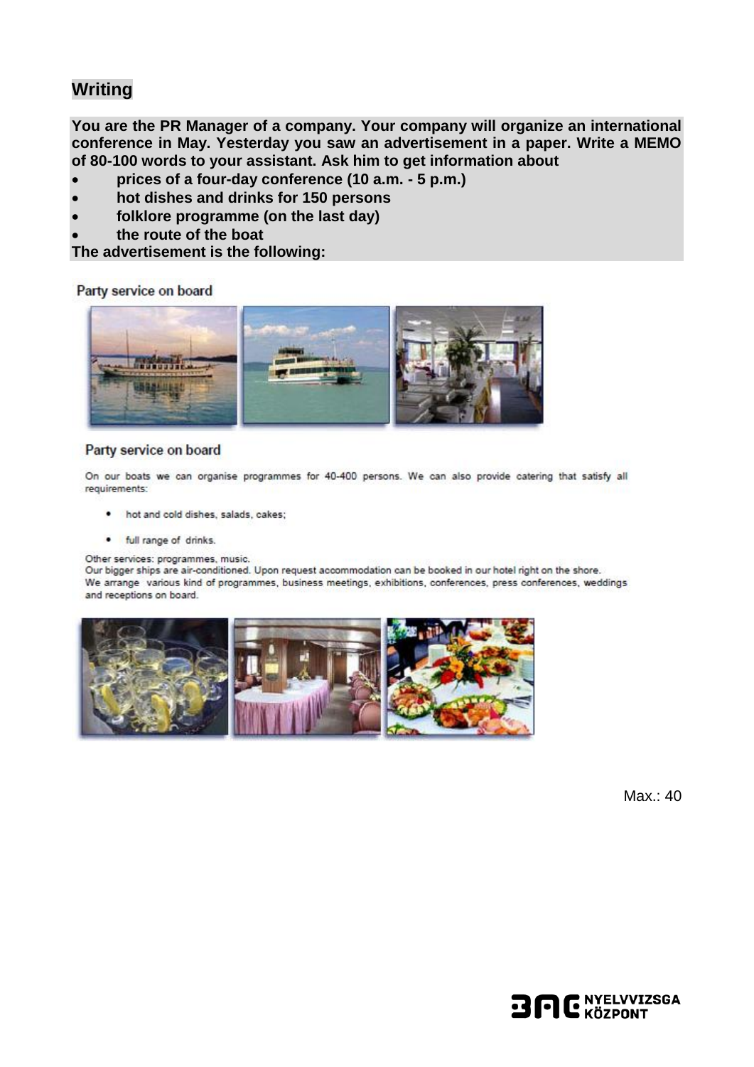## Writing

**You are the PR Manager of a company. Your company will organize an international conference in May. Yesterday you saw an advertisement in a paper. Write a MEMO of 80-100 words to your assistant. Ask him to get information about**

- **prices of a four-day conference (10 a.m. - 5 p.m.)**
- **hot dishes and drinks for 150 persons**
- **folklore programme (on the last day)**
- **the route of the boat**

**The advertisement is the following:**

Party service on board

### Party service on board

On our boats we can organise programmes for 40-400 persons. We can also provide catering that satisfy all requirements:

- hot and cold dishes, salads, cakes;
- full range of drinks.

Other services: programmes, music.
Our bigger ships are air-conditioned. Upon request accommodation can be booked in our hotel right on the shore.
We arrange various kind of programmes, business meetings, exhibitions, conferences, press conferences, weddings and receptions on board.

Max.: 40